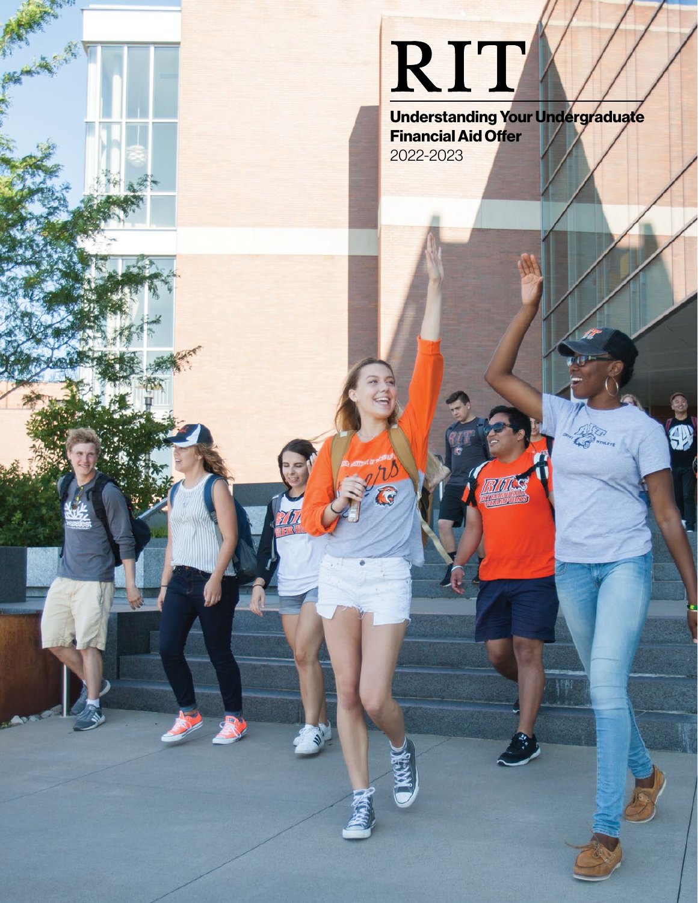# RIT

## Understanding Your Undergraduate Financial Aid Offer

2022-2023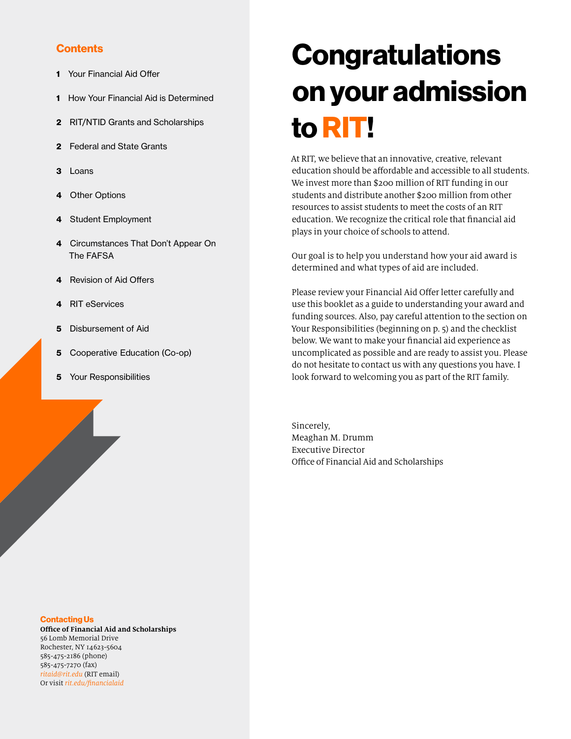## Contents

1 Your Financial Aid Offer

1 How Your Financial Aid is Determined

2 RIT/NTID Grants and Scholarships

2 Federal and State Grants

3 Loans

4 Other Options

4 Student Employment

4 Circumstances That Don't Appear On The FAFSA

4 Revision of Aid Offers

4 RIT eServices

5 Disbursement of Aid

5 Cooperative Education (Co-op)

5 Your Responsibilities

# Congratulations on your admission to RIT!

At RIT, we believe that an innovative, creative, relevant education should be affordable and accessible to all students. We invest more than $200 million of RIT funding in our students and distribute another $200 million from other resources to assist students to meet the costs of an RIT education. We recognize the critical role that financial aid plays in your choice of schools to attend.

Our goal is to help you understand how your aid award is determined and what types of aid are included.

Please review your Financial Aid Offer letter carefully and use this booklet as a guide to understanding your award and funding sources. Also, pay careful attention to the section on Your Responsibilities (beginning on p. 5) and the checklist below. We want to make your financial aid experience as uncomplicated as possible and are ready to assist you. Please do not hesitate to contact us with any questions you have. I look forward to welcoming you as part of the RIT family.

Sincerely,
Meaghan M. Drumm
Executive Director
Office of Financial Aid and Scholarships

### Contacting Us

**Office of Financial Aid and Scholarships**
56 Lomb Memorial Drive
Rochester, NY 14623-5604
585-475-2186 (phone)
585-475-7270 (fax)
*ritaid@rit.edu* (RIT email)
Or visit *rit.edu/financialaid*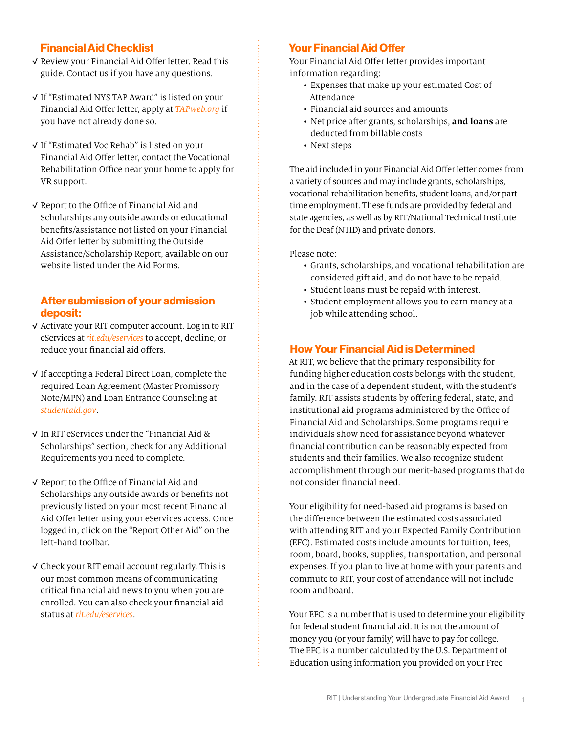## Financial Aid Checklist

- √ Review your Financial Aid Offer letter. Read this guide. Contact us if you have any questions.
- √ If "Estimated NYS TAP Award" is listed on your Financial Aid Offer letter, apply at *TAPweb.org* if you have not already done so.
- √ If "Estimated Voc Rehab" is listed on your Financial Aid Offer letter, contact the Vocational Rehabilitation Office near your home to apply for VR support.
- √ Report to the Office of Financial Aid and Scholarships any outside awards or educational benefits/assistance not listed on your Financial Aid Offer letter by submitting the Outside Assistance/Scholarship Report, available on our website listed under the Aid Forms.

## After submission of your admission deposit:

- √ Activate your RIT computer account. Log in to RIT eServices at *rit.edu/eservices* to accept, decline, or reduce your financial aid offers.
- √ If accepting a Federal Direct Loan, complete the required Loan Agreement (Master Promissory Note/MPN) and Loan Entrance Counseling at *studentaid.gov*.
- √ In RIT eServices under the "Financial Aid & Scholarships" section, check for any Additional Requirements you need to complete.
- √ Report to the Office of Financial Aid and Scholarships any outside awards or benefits not previously listed on your most recent Financial Aid Offer letter using your eServices access. Once logged in, click on the "Report Other Aid" on the left-hand toolbar.
- √ Check your RIT email account regularly. This is our most common means of communicating critical financial aid news to you when you are enrolled. You can also check your financial aid status at *rit.edu/eservices*.

## Your Financial Aid Offer

Your Financial Aid Offer letter provides important information regarding:

- Expenses that make up your estimated Cost of Attendance
- Financial aid sources and amounts
- Net price after grants, scholarships, **and loans** are deducted from billable costs
- Next steps

The aid included in your Financial Aid Offer letter comes from a variety of sources and may include grants, scholarships, vocational rehabilitation benefits, student loans, and/or part-time employment. These funds are provided by federal and state agencies, as well as by RIT/National Technical Institute for the Deaf (NTID) and private donors.

Please note:

- Grants, scholarships, and vocational rehabilitation are considered gift aid, and do not have to be repaid.
- Student loans must be repaid with interest.
- Student employment allows you to earn money at a job while attending school.

## How Your Financial Aid is Determined

At RIT, we believe that the primary responsibility for funding higher education costs belongs with the student, and in the case of a dependent student, with the student's family. RIT assists students by offering federal, state, and institutional aid programs administered by the Office of Financial Aid and Scholarships. Some programs require individuals show need for assistance beyond whatever financial contribution can be reasonably expected from students and their families. We also recognize student accomplishment through our merit-based programs that do not consider financial need.

Your eligibility for need-based aid programs is based on the difference between the estimated costs associated with attending RIT and your Expected Family Contribution (EFC). Estimated costs include amounts for tuition, fees, room, board, books, supplies, transportation, and personal expenses. If you plan to live at home with your parents and commute to RIT, your cost of attendance will not include room and board.

Your EFC is a number that is used to determine your eligibility for federal student financial aid. It is not the amount of money you (or your family) will have to pay for college. The EFC is a number calculated by the U.S. Department of Education using information you provided on your Free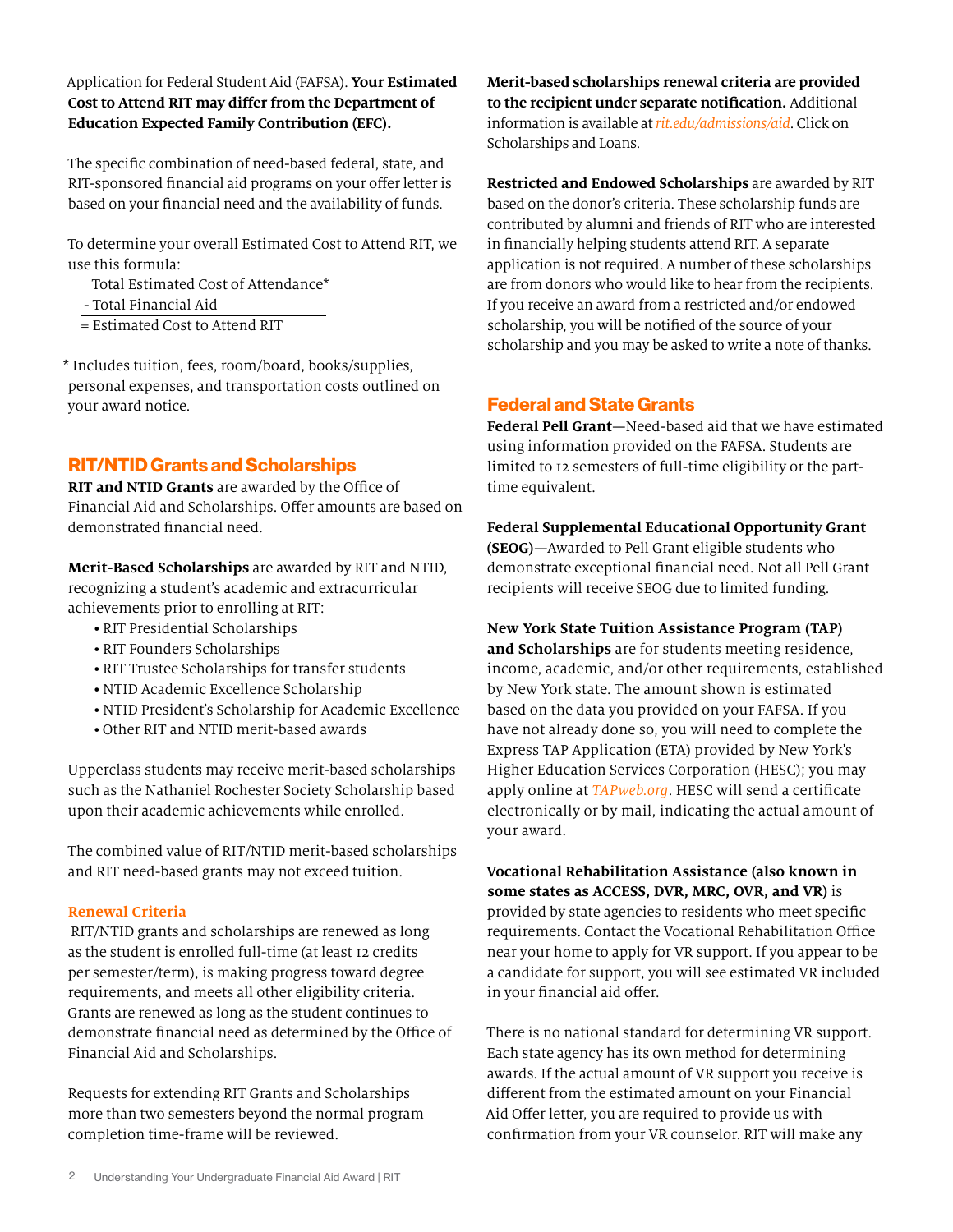Application for Federal Student Aid (FAFSA). **Your Estimated Cost to Attend RIT may differ from the Department of Education Expected Family Contribution (EFC).**

The specific combination of need-based federal, state, and RIT-sponsored financial aid programs on your offer letter is based on your financial need and the availability of funds.

To determine your overall Estimated Cost to Attend RIT, we use this formula:

Total Estimated Cost of Attendance*
- Total Financial Aid

= Estimated Cost to Attend RIT

\* Includes tuition, fees, room/board, books/supplies, personal expenses, and transportation costs outlined on your award notice.

## RIT/NTID Grants and Scholarships

**RIT and NTID Grants** are awarded by the Office of Financial Aid and Scholarships. Offer amounts are based on demonstrated financial need.

**Merit-Based Scholarships** are awarded by RIT and NTID, recognizing a student's academic and extracurricular achievements prior to enrolling at RIT:

- RIT Presidential Scholarships
- RIT Founders Scholarships
- RIT Trustee Scholarships for transfer students
- NTID Academic Excellence Scholarship
- NTID President's Scholarship for Academic Excellence
- Other RIT and NTID merit-based awards

Upperclass students may receive merit-based scholarships such as the Nathaniel Rochester Society Scholarship based upon their academic achievements while enrolled.

The combined value of RIT/NTID merit-based scholarships and RIT need-based grants may not exceed tuition.

### Renewal Criteria

RIT/NTID grants and scholarships are renewed as long as the student is enrolled full-time (at least 12 credits per semester/term), is making progress toward degree requirements, and meets all other eligibility criteria. Grants are renewed as long as the student continues to demonstrate financial need as determined by the Office of Financial Aid and Scholarships.

Requests for extending RIT Grants and Scholarships more than two semesters beyond the normal program completion time-frame will be reviewed.

**Merit-based scholarships renewal criteria are provided to the recipient under separate notification.** Additional information is available at *rit.edu/admissions/aid*. Click on Scholarships and Loans.

**Restricted and Endowed Scholarships** are awarded by RIT based on the donor's criteria. These scholarship funds are contributed by alumni and friends of RIT who are interested in financially helping students attend RIT. A separate application is not required. A number of these scholarships are from donors who would like to hear from the recipients. If you receive an award from a restricted and/or endowed scholarship, you will be notified of the source of your scholarship and you may be asked to write a note of thanks.

## Federal and State Grants

**Federal Pell Grant**—Need-based aid that we have estimated using information provided on the FAFSA. Students are limited to 12 semesters of full-time eligibility or the part-time equivalent.

**Federal Supplemental Educational Opportunity Grant (SEOG)**—Awarded to Pell Grant eligible students who demonstrate exceptional financial need. Not all Pell Grant recipients will receive SEOG due to limited funding.

**New York State Tuition Assistance Program (TAP) and Scholarships** are for students meeting residence, income, academic, and/or other requirements, established by New York state. The amount shown is estimated based on the data you provided on your FAFSA. If you have not already done so, you will need to complete the Express TAP Application (ETA) provided by New York's Higher Education Services Corporation (HESC); you may apply online at *TAPweb.org*. HESC will send a certificate electronically or by mail, indicating the actual amount of your award.

**Vocational Rehabilitation Assistance (also known in some states as ACCESS, DVR, MRC, OVR, and VR)** is provided by state agencies to residents who meet specific requirements. Contact the Vocational Rehabilitation Office near your home to apply for VR support. If you appear to be a candidate for support, you will see estimated VR included in your financial aid offer.

There is no national standard for determining VR support. Each state agency has its own method for determining awards. If the actual amount of VR support you receive is different from the estimated amount on your Financial Aid Offer letter, you are required to provide us with confirmation from your VR counselor. RIT will make any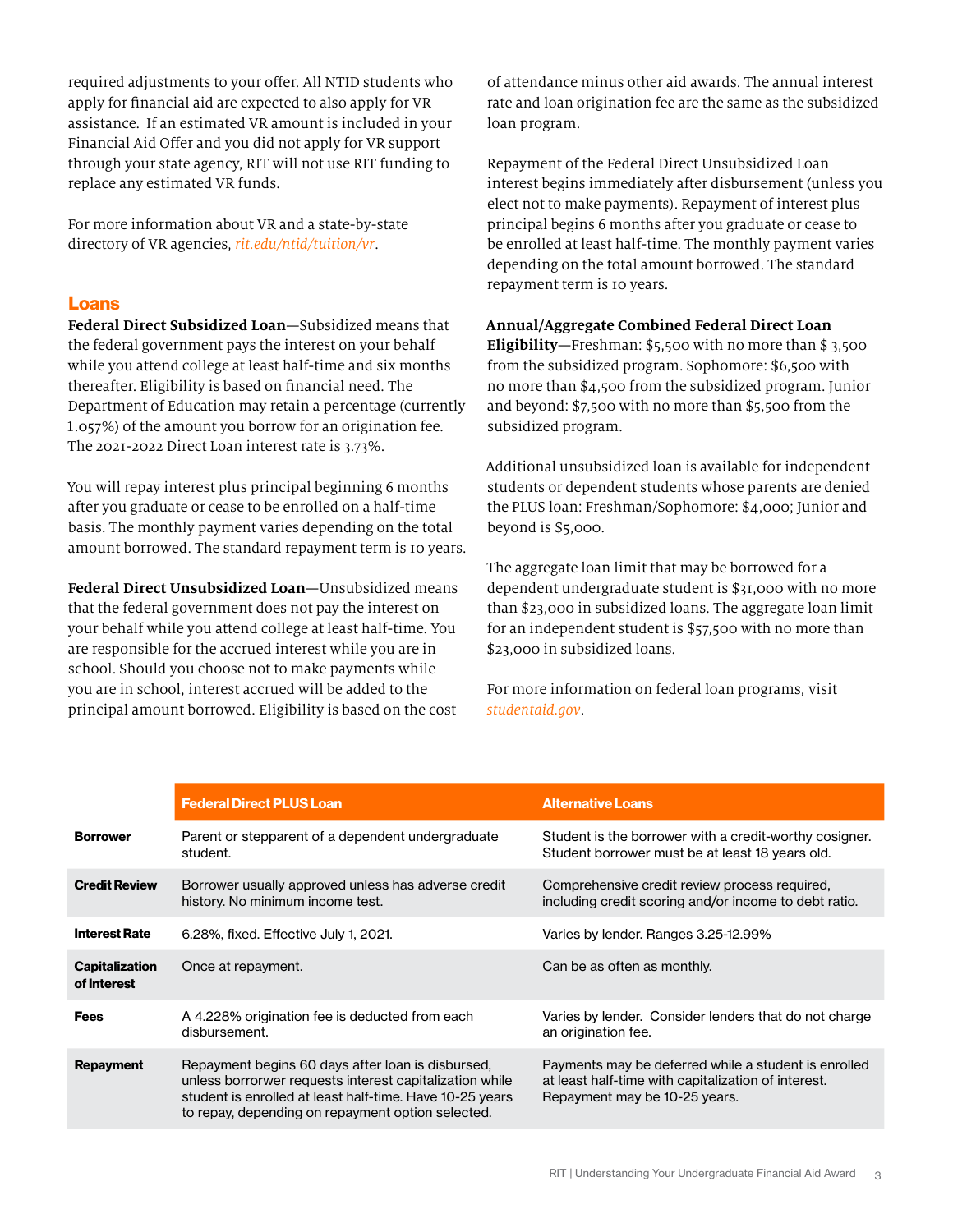required adjustments to your offer. All NTID students who apply for financial aid are expected to also apply for VR assistance. If an estimated VR amount is included in your Financial Aid Offer and you did not apply for VR support through your state agency, RIT will not use RIT funding to replace any estimated VR funds.

For more information about VR and a state-by-state directory of VR agencies, *rit.edu/ntid/tuition/vr*.

## Loans

**Federal Direct Subsidized Loan**—Subsidized means that the federal government pays the interest on your behalf while you attend college at least half-time and six months thereafter. Eligibility is based on financial need. The Department of Education may retain a percentage (currently 1.057%) of the amount you borrow for an origination fee. The 2021-2022 Direct Loan interest rate is 3.73%.

You will repay interest plus principal beginning 6 months after you graduate or cease to be enrolled on a half-time basis. The monthly payment varies depending on the total amount borrowed. The standard repayment term is 10 years.

**Federal Direct Unsubsidized Loan**—Unsubsidized means that the federal government does not pay the interest on your behalf while you attend college at least half-time. You are responsible for the accrued interest while you are in school. Should you choose not to make payments while you are in school, interest accrued will be added to the principal amount borrowed. Eligibility is based on the cost of attendance minus other aid awards. The annual interest rate and loan origination fee are the same as the subsidized loan program.

Repayment of the Federal Direct Unsubsidized Loan interest begins immediately after disbursement (unless you elect not to make payments). Repayment of interest plus principal begins 6 months after you graduate or cease to be enrolled at least half-time. The monthly payment varies depending on the total amount borrowed. The standard repayment term is 10 years.

**Annual/Aggregate Combined Federal Direct Loan Eligibility**—Freshman: $5,500 with no more than $ 3,500 from the subsidized program. Sophomore: $6,500 with no more than $4,500 from the subsidized program. Junior and beyond: $7,500 with no more than $5,500 from the subsidized program.

Additional unsubsidized loan is available for independent students or dependent students whose parents are denied the PLUS loan: Freshman/Sophomore: $4,000; Junior and beyond is $5,000.

The aggregate loan limit that may be borrowed for a dependent undergraduate student is $31,000 with no more than $23,000 in subsidized loans. The aggregate loan limit for an independent student is $57,500 with no more than $23,000 in subsidized loans.

For more information on federal loan programs, visit *studentaid.gov*.

| | Federal Direct PLUS Loan | Alternative Loans |
|---|---|---|
| **Borrower** | Parent or stepparent of a dependent undergraduate student. | Student is the borrower with a credit-worthy cosigner. Student borrower must be at least 18 years old. |
| **Credit Review** | Borrower usually approved unless has adverse credit history. No minimum income test. | Comprehensive credit review process required, including credit scoring and/or income to debt ratio. |
| **Interest Rate** | 6.28%, fixed. Effective July 1, 2021. | Varies by lender. Ranges 3.25-12.99% |
| **Capitalization of Interest** | Once at repayment. | Can be as often as monthly. |
| **Fees** | A 4.228% origination fee is deducted from each disbursement. | Varies by lender. Consider lenders that do not charge an origination fee. |
| **Repayment** | Repayment begins 60 days after loan is disbursed, unless borrorwer requests interest capitalization while student is enrolled at least half-time. Have 10-25 years to repay, depending on repayment option selected. | Payments may be deferred while a student is enrolled at least half-time with capitalization of interest. Repayment may be 10-25 years. |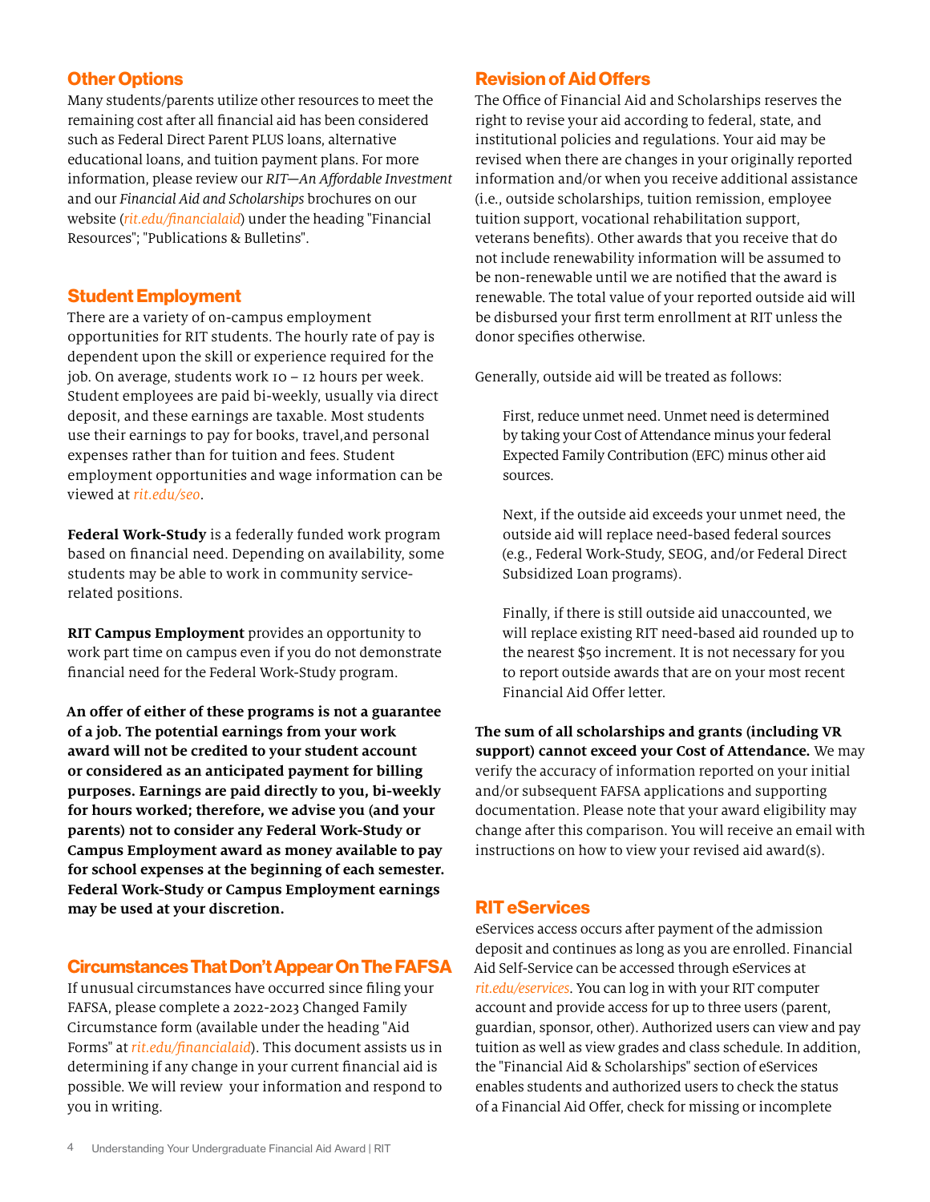## Other Options

Many students/parents utilize other resources to meet the remaining cost after all financial aid has been considered such as Federal Direct Parent PLUS loans, alternative educational loans, and tuition payment plans. For more information, please review our *RIT—An Affordable Investment* and our *Financial Aid and Scholarships* brochures on our website (*rit.edu/financialaid*) under the heading "Financial Resources"; "Publications & Bulletins".

## Student Employment

There are a variety of on-campus employment opportunities for RIT students. The hourly rate of pay is dependent upon the skill or experience required for the job. On average, students work 10 – 12 hours per week. Student employees are paid bi-weekly, usually via direct deposit, and these earnings are taxable. Most students use their earnings to pay for books, travel,and personal expenses rather than for tuition and fees. Student employment opportunities and wage information can be viewed at *rit.edu/seo*.

**Federal Work-Study** is a federally funded work program based on financial need. Depending on availability, some students may be able to work in community service-related positions.

**RIT Campus Employment** provides an opportunity to work part time on campus even if you do not demonstrate financial need for the Federal Work-Study program.

**An offer of either of these programs is not a guarantee of a job. The potential earnings from your work award will not be credited to your student account or considered as an anticipated payment for billing purposes. Earnings are paid directly to you, bi-weekly for hours worked; therefore, we advise you (and your parents) not to consider any Federal Work-Study or Campus Employment award as money available to pay for school expenses at the beginning of each semester. Federal Work-Study or Campus Employment earnings may be used at your discretion.**

## Circumstances That Don't Appear On The FAFSA

If unusual circumstances have occurred since filing your FAFSA, please complete a 2022-2023 Changed Family Circumstance form (available under the heading "Aid Forms" at *rit.edu/financialaid*). This document assists us in determining if any change in your current financial aid is possible. We will review your information and respond to you in writing.

## Revision of Aid Offers

The Office of Financial Aid and Scholarships reserves the right to revise your aid according to federal, state, and institutional policies and regulations. Your aid may be revised when there are changes in your originally reported information and/or when you receive additional assistance (i.e., outside scholarships, tuition remission, employee tuition support, vocational rehabilitation support, veterans benefits). Other awards that you receive that do not include renewability information will be assumed to be non-renewable until we are notified that the award is renewable. The total value of your reported outside aid will be disbursed your first term enrollment at RIT unless the donor specifies otherwise.

Generally, outside aid will be treated as follows:

First, reduce unmet need. Unmet need is determined by taking your Cost of Attendance minus your federal Expected Family Contribution (EFC) minus other aid sources.

Next, if the outside aid exceeds your unmet need, the outside aid will replace need-based federal sources (e.g., Federal Work-Study, SEOG, and/or Federal Direct Subsidized Loan programs).

Finally, if there is still outside aid unaccounted, we will replace existing RIT need-based aid rounded up to the nearest $50 increment. It is not necessary for you to report outside awards that are on your most recent Financial Aid Offer letter.

**The sum of all scholarships and grants (including VR support) cannot exceed your Cost of Attendance.** We may verify the accuracy of information reported on your initial and/or subsequent FAFSA applications and supporting documentation. Please note that your award eligibility may change after this comparison. You will receive an email with instructions on how to view your revised aid award(s).

## RIT eServices

eServices access occurs after payment of the admission deposit and continues as long as you are enrolled. Financial Aid Self-Service can be accessed through eServices at *rit.edu/eservices*. You can log in with your RIT computer account and provide access for up to three users (parent, guardian, sponsor, other). Authorized users can view and pay tuition as well as view grades and class schedule. In addition, the "Financial Aid & Scholarships" section of eServices enables students and authorized users to check the status of a Financial Aid Offer, check for missing or incomplete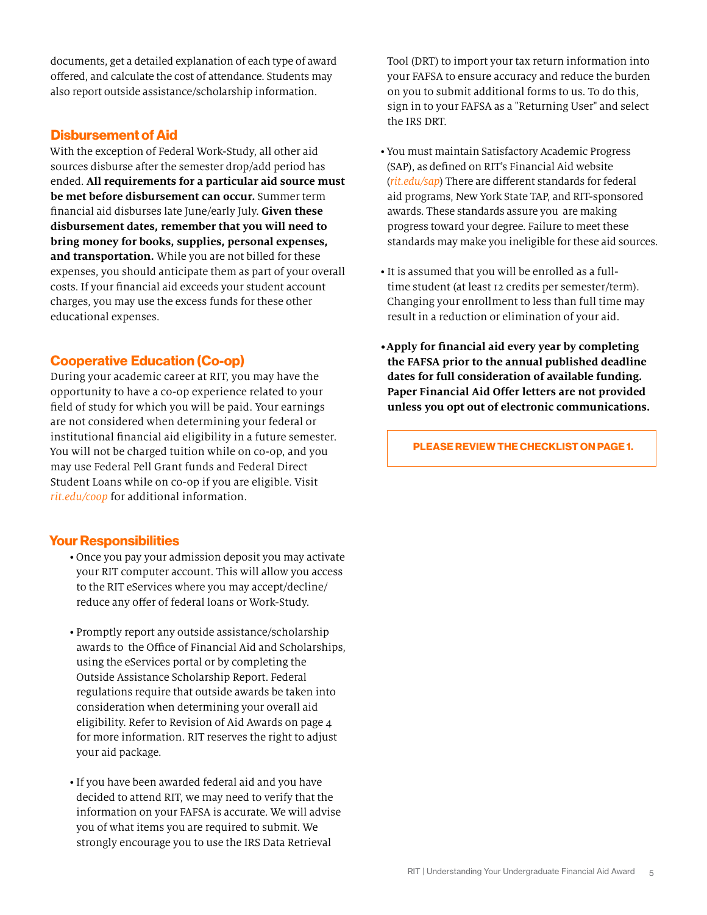documents, get a detailed explanation of each type of award offered, and calculate the cost of attendance. Students may also report outside assistance/scholarship information.

## Disbursement of Aid

With the exception of Federal Work-Study, all other aid sources disburse after the semester drop/add period has ended. **All requirements for a particular aid source must be met before disbursement can occur.** Summer term financial aid disburses late June/early July. **Given these disbursement dates, remember that you will need to bring money for books, supplies, personal expenses, and transportation.** While you are not billed for these expenses, you should anticipate them as part of your overall costs. If your financial aid exceeds your student account charges, you may use the excess funds for these other educational expenses.

## Cooperative Education (Co-op)

During your academic career at RIT, you may have the opportunity to have a co-op experience related to your field of study for which you will be paid. Your earnings are not considered when determining your federal or institutional financial aid eligibility in a future semester. You will not be charged tuition while on co-op, and you may use Federal Pell Grant funds and Federal Direct Student Loans while on co-op if you are eligible. Visit *rit.edu/coop* for additional information.

## Your Responsibilities

- Once you pay your admission deposit you may activate your RIT computer account. This will allow you access to the RIT eServices where you may accept/decline/reduce any offer of federal loans or Work-Study.
- Promptly report any outside assistance/scholarship awards to the Office of Financial Aid and Scholarships, using the eServices portal or by completing the Outside Assistance Scholarship Report. Federal regulations require that outside awards be taken into consideration when determining your overall aid eligibility. Refer to Revision of Aid Awards on page 4 for more information. RIT reserves the right to adjust your aid package.
- If you have been awarded federal aid and you have decided to attend RIT, we may need to verify that the information on your FAFSA is accurate. We will advise you of what items you are required to submit. We strongly encourage you to use the IRS Data Retrieval Tool (DRT) to import your tax return information into your FAFSA to ensure accuracy and reduce the burden on you to submit additional forms to us. To do this, sign in to your FAFSA as a "Returning User" and select the IRS DRT.
- You must maintain Satisfactory Academic Progress (SAP), as defined on RIT's Financial Aid website (*rit.edu/sap*) There are different standards for federal aid programs, New York State TAP, and RIT-sponsored awards. These standards assure you are making progress toward your degree. Failure to meet these standards may make you ineligible for these aid sources.
- It is assumed that you will be enrolled as a full-time student (at least 12 credits per semester/term). Changing your enrollment to less than full time may result in a reduction or elimination of your aid.
- **Apply for financial aid every year by completing the FAFSA prior to the annual published deadline dates for full consideration of available funding. Paper Financial Aid Offer letters are not provided unless you opt out of electronic communications.**

**PLEASE REVIEW THE CHECKLIST ON PAGE 1.**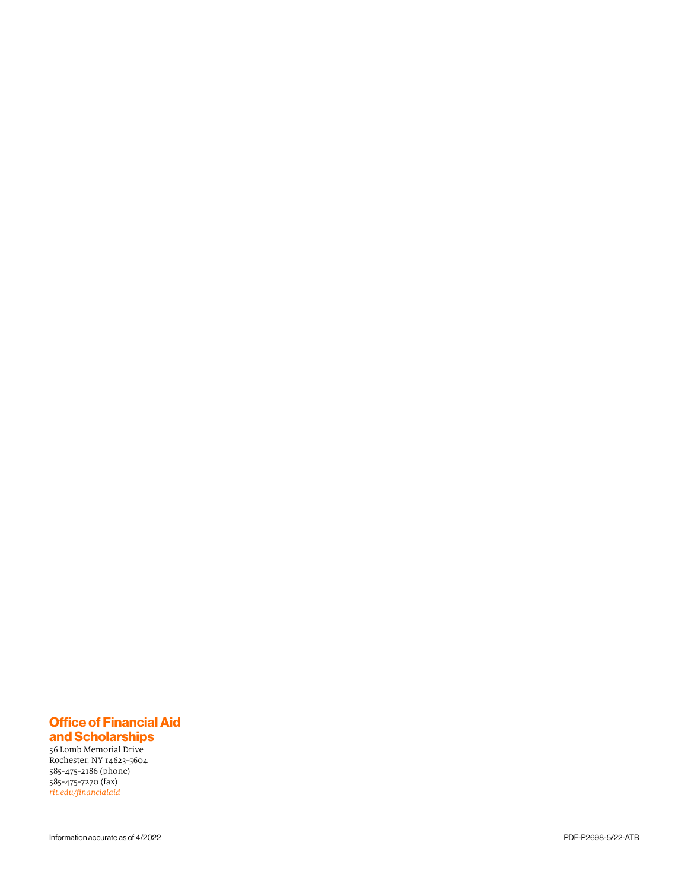**Office of Financial Aid and Scholarships**

56 Lomb Memorial Drive
Rochester, NY 14623-5604
585-475-2186 (phone)
585-475-7270 (fax)
*rit.edu/financialaid*

Information accurate as of 4/2022

PDF-P2698-5/22-ATB